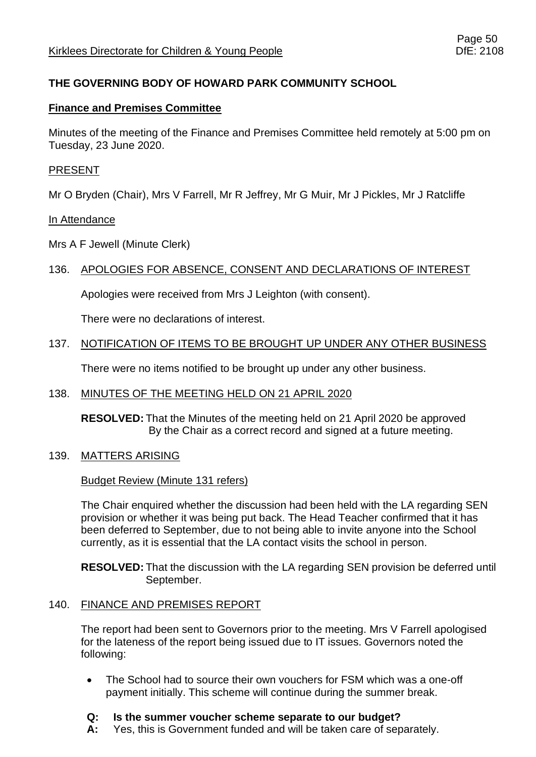# THE GOVERNING BODY OF HOWARD PARK COMMUNITY SCHOOL

## Finance and Premises Committee

Minutes of the meeting of the Finance and Premises Committee held remotely at 5:00 pm on Tuesday, 23 June 2020.

PRESENT

Mr O Bryden (Chair), Mrs V Farrell, Mr R Jeffrey, Mr G Muir, Mr J Pickles, Mr J Ratcliffe

In Attendance

Mrs A F Jewell (Minute Clerk)

136. APOLOGIES FOR ABSENCE, CONSENT AND DECLARATIONS OF INTEREST

Apologies were received from Mrs J Leighton (with consent).

There were no declarations of interest.

137. NOTIFICATION OF ITEMS TO BE BROUGHT UP UNDER ANY OTHER BUSINESS

There were no items notified to be brought up under any other business.

138. MINUTES OF THE MEETING HELD ON 21 APRIL 2020

**RESOLVED:** That the Minutes of the meeting held on 21 April 2020 be approved By the Chair as a correct record and signed at a future meeting.

139. MATTERS ARISING

Budget Review (Minute 131 refers)

The Chair enquired whether the discussion had been held with the LA regarding SEN provision or whether it was being put back. The Head Teacher confirmed that it has been deferred to September, due to not being able to invite anyone into the School currently, as it is essential that the LA contact visits the school in person.

**RESOLVED:** That the discussion with the LA regarding SEN provision be deferred until September.

140. FINANCE AND PREMISES REPORT

The report had been sent to Governors prior to the meeting. Mrs V Farrell apologised for the lateness of the report being issued due to IT issues. Governors noted the following:

- The School had to source their own vouchers for FSM which was a one-off payment initially. This scheme will continue during the summer break.

**Q: Is the summer voucher scheme separate to our budget?**
**A:** Yes, this is Government funded and will be taken care of separately.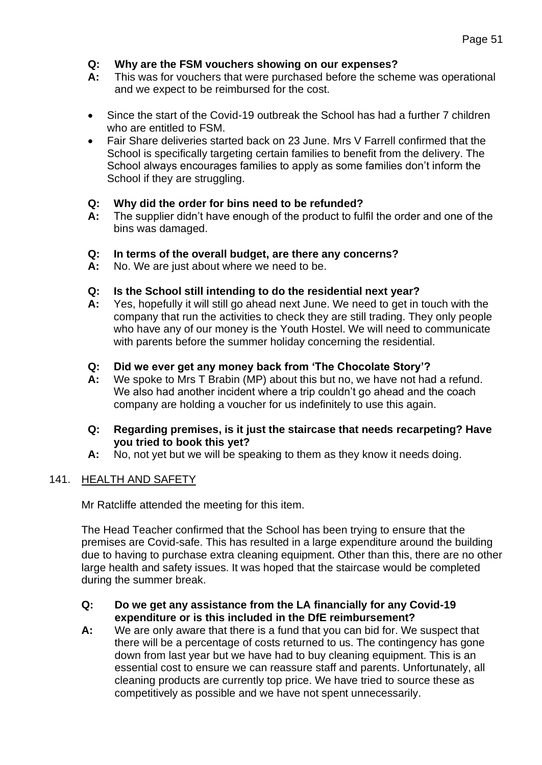**Q: Why are the FSM vouchers showing on our expenses?**
**A:** This was for vouchers that were purchased before the scheme was operational and we expect to be reimbursed for the cost.

- Since the start of the Covid-19 outbreak the School has had a further 7 children who are entitled to FSM.
- Fair Share deliveries started back on 23 June. Mrs V Farrell confirmed that the School is specifically targeting certain families to benefit from the delivery. The School always encourages families to apply as some families don't inform the School if they are struggling.

**Q: Why did the order for bins need to be refunded?**
**A:** The supplier didn't have enough of the product to fulfil the order and one of the bins was damaged.

**Q: In terms of the overall budget, are there any concerns?**
**A:** No. We are just about where we need to be.

**Q: Is the School still intending to do the residential next year?**
**A:** Yes, hopefully it will still go ahead next June. We need to get in touch with the company that run the activities to check they are still trading. They only people who have any of our money is the Youth Hostel. We will need to communicate with parents before the summer holiday concerning the residential.

**Q: Did we ever get any money back from 'The Chocolate Story'?**
**A:** We spoke to Mrs T Brabin (MP) about this but no, we have not had a refund. We also had another incident where a trip couldn't go ahead and the coach company are holding a voucher for us indefinitely to use this again.

**Q: Regarding premises, is it just the staircase that needs recarpeting? Have you tried to book this yet?**
**A:** No, not yet but we will be speaking to them as they know it needs doing.

## 141. HEALTH AND SAFETY

Mr Ratcliffe attended the meeting for this item.

The Head Teacher confirmed that the School has been trying to ensure that the premises are Covid-safe. This has resulted in a large expenditure around the building due to having to purchase extra cleaning equipment. Other than this, there are no other large health and safety issues. It was hoped that the staircase would be completed during the summer break.

**Q: Do we get any assistance from the LA financially for any Covid-19 expenditure or is this included in the DfE reimbursement?**
**A:** We are only aware that there is a fund that you can bid for. We suspect that there will be a percentage of costs returned to us. The contingency has gone down from last year but we have had to buy cleaning equipment. This is an essential cost to ensure we can reassure staff and parents. Unfortunately, all cleaning products are currently top price. We have tried to source these as competitively as possible and we have not spent unnecessarily.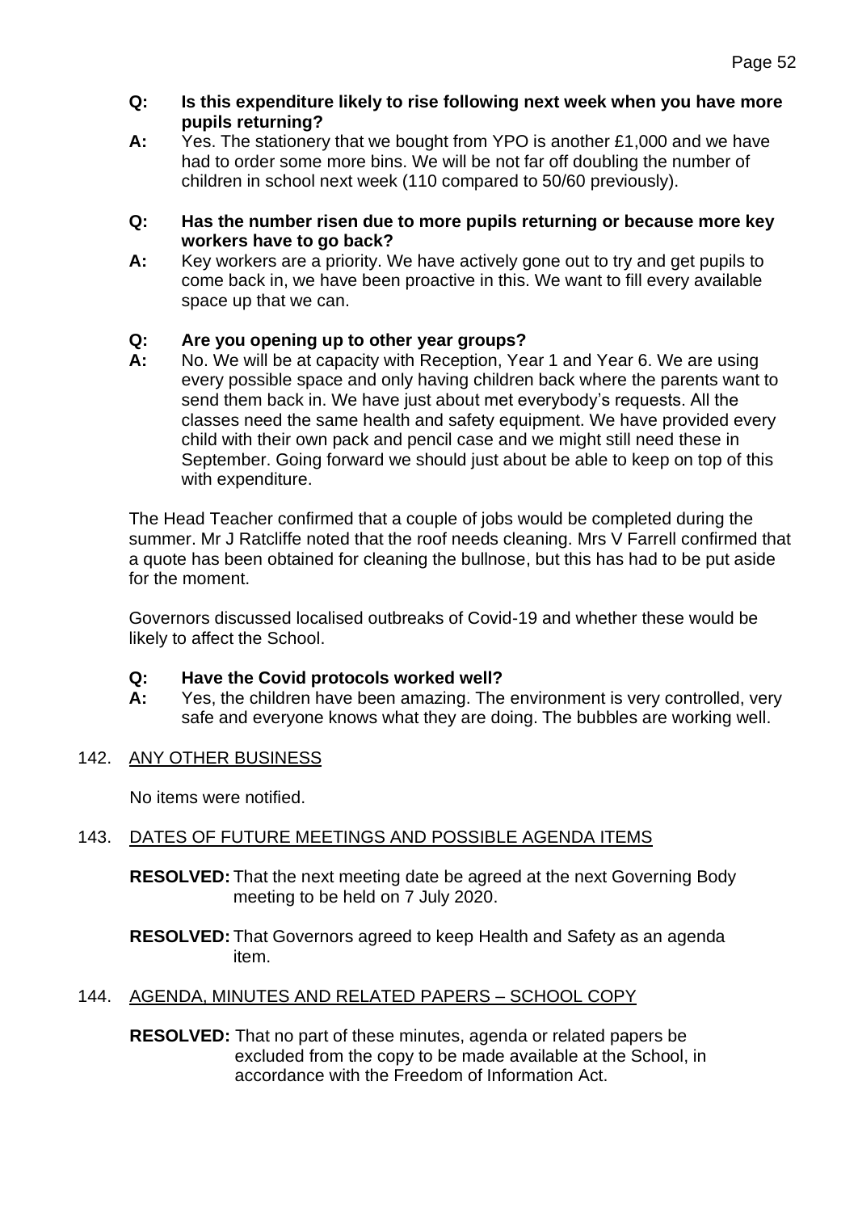**Q: Is this expenditure likely to rise following next week when you have more pupils returning?**

**A:** Yes. The stationery that we bought from YPO is another £1,000 and we have had to order some more bins. We will be not far off doubling the number of children in school next week (110 compared to 50/60 previously).

**Q: Has the number risen due to more pupils returning or because more key workers have to go back?**

**A:** Key workers are a priority. We have actively gone out to try and get pupils to come back in, we have been proactive in this. We want to fill every available space up that we can.

**Q: Are you opening up to other year groups?**

**A:** No. We will be at capacity with Reception, Year 1 and Year 6. We are using every possible space and only having children back where the parents want to send them back in. We have just about met everybody's requests. All the classes need the same health and safety equipment. We have provided every child with their own pack and pencil case and we might still need these in September. Going forward we should just about be able to keep on top of this with expenditure.

The Head Teacher confirmed that a couple of jobs would be completed during the summer. Mr J Ratcliffe noted that the roof needs cleaning. Mrs V Farrell confirmed that a quote has been obtained for cleaning the bullnose, but this has had to be put aside for the moment.

Governors discussed localised outbreaks of Covid-19 and whether these would be likely to affect the School.

**Q: Have the Covid protocols worked well?**

**A:** Yes, the children have been amazing. The environment is very controlled, very safe and everyone knows what they are doing. The bubbles are working well.

## 142. ANY OTHER BUSINESS

No items were notified.

## 143. DATES OF FUTURE MEETINGS AND POSSIBLE AGENDA ITEMS

**RESOLVED:** That the next meeting date be agreed at the next Governing Body meeting to be held on 7 July 2020.

**RESOLVED:** That Governors agreed to keep Health and Safety as an agenda item.

## 144. AGENDA, MINUTES AND RELATED PAPERS – SCHOOL COPY

**RESOLVED:** That no part of these minutes, agenda or related papers be excluded from the copy to be made available at the School, in accordance with the Freedom of Information Act.